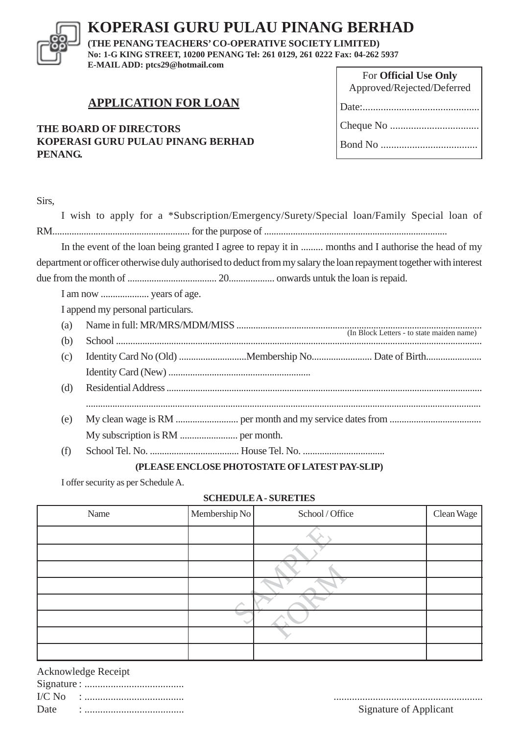# KOPERASI GURU PULAU PINANG BERHAD

**(THE PENANG TEACHERS' CO-OPERATIVE SOCIETY LIMITED)**
**No: 1-G KING STREET, 10200 PENANG Tel: 261 0129, 261 0222 Fax: 04-262 5937**
**E-MAIL ADD: ptcs29@hotmail.com**

| For **Official Use Only** Approved/Rejected/Deferred |
|---|
| Date:............................................ |
| Cheque No .................................. |
| Bond No ..................................... |

## APPLICATION FOR LOAN

**THE BOARD OF DIRECTORS**
**KOPERASI GURU PULAU PINANG BERHAD**
**PENANG.**

Sirs,

I wish to apply for a *Subscription/Emergency/Surety/Special loan/Family Special loan of RM......................................................... for the purpose of ...........................................................................

In the event of the loan being granted I agree to repay it in ......... months and I authorise the head of my department or officer otherwise duly authorised to deduct from my salary the loan repayment together with interest due from the month of ..................................... 20................... onwards untuk the loan is repaid.

I am now .................... years of age.

I append my personal particulars.

(a) Name in full: MR/MRS/MDM/MISS .....................................................................................................
(In Block Letters - to state maiden name)

(b) School ......................................................................................................................................................

(c) Identity Card No (Old) ............................Membership No......................... Date of Birth.......................
Identity Card (New) ...........................................................

(d) Residential Address .................................................................................................................................
.................................................................................................................................................................

(e) My clean wage is RM .......................... per month and my service dates from ......................................
My subscription is RM ........................ per month.

(f) School Tel. No. ..................................... House Tel. No. ..................................

**(PLEASE ENCLOSE PHOTOSTATE OF LATEST PAY-SLIP)**

I offer security as per Schedule A.

**SCHEDULE A - SURETIES**

| Name | Membership No | School / Office | Clean Wage |
|---|---|---|---|
| | | | |
| | | | |
| | | | |
| | | | |
| | | | |
| | | | |
| | | | |
| | | | |

SAMPLE FORM

Acknowledge Receipt
Signature : ......................................
I/C No : ......................................
Date : ......................................

.........................................................
Signature of Applicant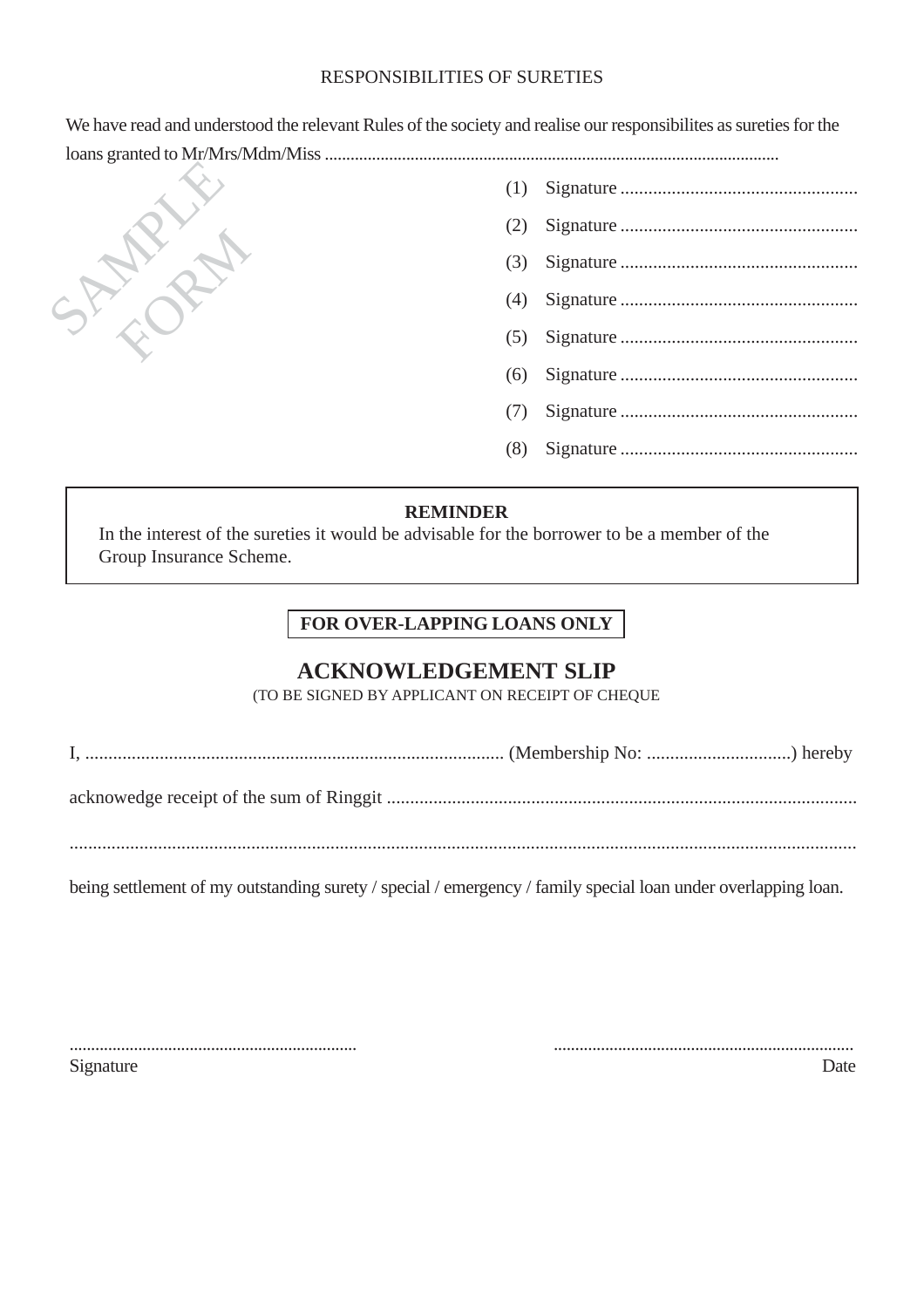RESPONSIBILITIES OF SURETIES

We have read and understood the relevant Rules of the society and realise our responsibilites as sureties for the loans granted to Mr/Mrs/Mdm/Miss ........................................................................................................................

SAMPLE FORM

(1) Signature ...................................................

(2) Signature ...................................................

(3) Signature ...................................................

(4) Signature ...................................................

(5) Signature ...................................................

(6) Signature ...................................................

(7) Signature ...................................................

(8) Signature ...................................................

**REMINDER**

In the interest of the sureties it would be advisable for the borrower to be a member of the Group Insurance Scheme.

**FOR OVER-LAPPING LOANS ONLY**

## ACKNOWLEDGEMENT SLIP

(TO BE SIGNED BY APPLICANT ON RECEIPT OF CHEQUE

I, .......................................................................................... (Membership No: ...............................) hereby

acknowedge receipt of the sum of Ringgit ....................................................................................................

.......................................................................................................................................................................

being settlement of my outstanding surety / special / emergency / family special loan under overlapping loan.

...................................................................
Signature

.....................................................................
Date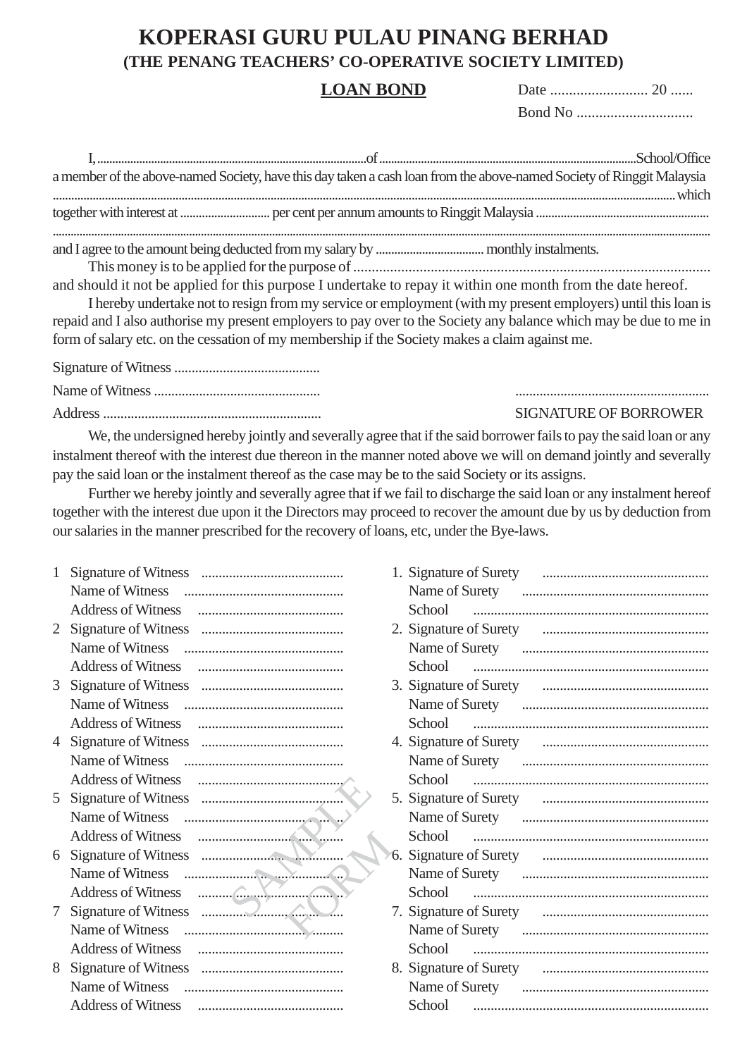# KOPERASI GURU PULAU PINANG BERHAD

## (THE PENANG TEACHERS' CO-OPERATIVE SOCIETY LIMITED)

**LOAN BOND**

Date .......................... 20 ......

Bond No ...............................

I, ........................................................................................ of .................................................................................. School/Office a member of the above-named Society, have this day taken a cash loan from the above-named Society of Ringgit Malaysia ........................................................................................................................................................................................ which together with interest at ............................ per cent per annum amounts to Ringgit Malaysia ....................................................... ........................................................................................................................................................................................ and I agree to the amount being deducted from my salary by .................................. monthly instalments.

This money is to be applied for the purpose of ............................................................................................... and should it not be applied for this purpose I undertake to repay it within one month from the date hereof.

I hereby undertake not to resign from my service or employment (with my present employers) until this loan is repaid and I also authorise my present employers to pay over to the Society any balance which may be due to me in form of salary etc. on the cessation of my membership if the Society makes a claim against me.

Signature of Witness ..........................................

Name of Witness ................................................

Address ...............................................................

........................................................

SIGNATURE OF BORROWER

We, the undersigned hereby jointly and severally agree that if the said borrower fails to pay the said loan or any instalment thereof with the interest due thereon in the manner noted above we will on demand jointly and severally pay the said loan or the instalment thereof as the case may be to the said Society or its assigns.

Further we hereby jointly and severally agree that if we fail to discharge the said loan or any instalment hereof together with the interest due upon it the Directors may proceed to recover the amount due by us by deduction from our salaries in the manner prescribed for the recovery of loans, etc, under the Bye-laws.

| | |
|---|---|
| 1 Signature of Witness .........................................<br>Name of Witness ..............................................<br>Address of Witness .......................................... | 1. Signature of Surety ...............................................<br>Name of Surety .....................................................<br>School ................................................................... |
| 2 Signature of Witness .........................................<br>Name of Witness ..............................................<br>Address of Witness .......................................... | 2. Signature of Surety ...............................................<br>Name of Surety .....................................................<br>School ................................................................... |
| 3 Signature of Witness .........................................<br>Name of Witness ..............................................<br>Address of Witness .......................................... | 3. Signature of Surety ...............................................<br>Name of Surety .....................................................<br>School ................................................................... |
| 4 Signature of Witness .........................................<br>Name of Witness ..............................................<br>Address of Witness .......................................... | 4. Signature of Surety ...............................................<br>Name of Surety .....................................................<br>School ................................................................... |
| 5 Signature of Witness .........................................<br>Name of Witness ..............................................<br>Address of Witness .......................................... | 5. Signature of Surety ...............................................<br>Name of Surety .....................................................<br>School ................................................................... |
| 6 Signature of Witness .........................................<br>Name of Witness ..............................................<br>Address of Witness .......................................... | 6. Signature of Surety ...............................................<br>Name of Surety .....................................................<br>School ................................................................... |
| 7 Signature of Witness .........................................<br>Name of Witness ..............................................<br>Address of Witness .......................................... | 7. Signature of Surety ...............................................<br>Name of Surety .....................................................<br>School ................................................................... |
| 8 Signature of Witness .........................................<br>Name of Witness ..............................................<br>Address of Witness .......................................... | 8. Signature of Surety ...............................................<br>Name of Surety .....................................................<br>School ................................................................... |

SAMPLE FORM